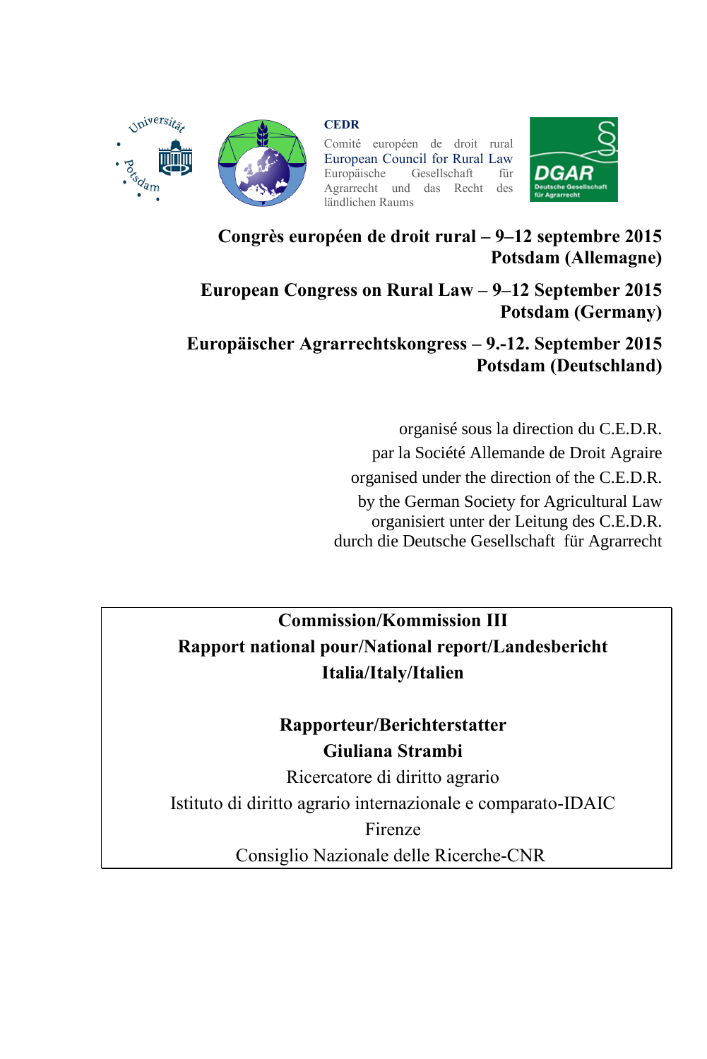CEDR

Comité européen de droit rural
European Council for Rural Law
Europäische Gesellschaft für Agrarrecht und das Recht des ländlichen Raums

**Congrès européen de droit rural – 9–12 septembre 2015**
**Potsdam (Allemagne)**

**European Congress on Rural Law – 9–12 September 2015**
**Potsdam (Germany)**

**Europäischer Agrarrechtskongress – 9.-12. September 2015**
**Potsdam (Deutschland)**

organisé sous la direction du C.E.D.R.
par la Société Allemande de Droit Agraire
organised under the direction of the C.E.D.R.
by the German Society for Agricultural Law
organisiert unter der Leitung des C.E.D.R.
durch die Deutsche Gesellschaft für Agrarrecht

**Commission/Kommission III**
**Rapport national pour/National report/Landesbericht**
**Italia/Italy/Italien**

**Rapporteur/Berichterstatter**
**Giuliana Strambi**
Ricercatore di diritto agrario
Istituto di diritto agrario internazionale e comparato-IDAIC
Firenze
Consiglio Nazionale delle Ricerche-CNR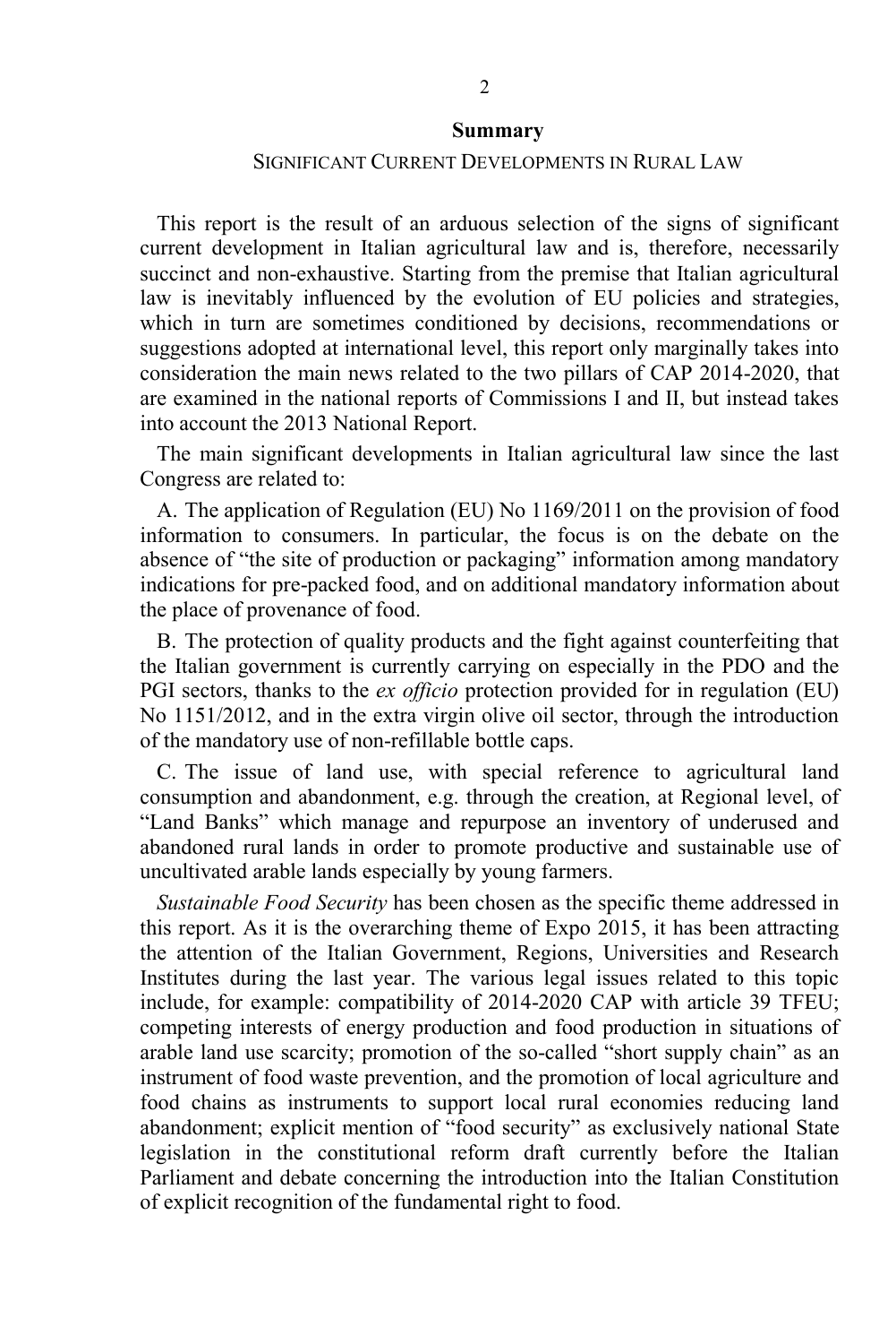## Summary

SIGNIFICANT CURRENT DEVELOPMENTS IN RURAL LAW

This report is the result of an arduous selection of the signs of significant current development in Italian agricultural law and is, therefore, necessarily succinct and non-exhaustive. Starting from the premise that Italian agricultural law is inevitably influenced by the evolution of EU policies and strategies, which in turn are sometimes conditioned by decisions, recommendations or suggestions adopted at international level, this report only marginally takes into consideration the main news related to the two pillars of CAP 2014-2020, that are examined in the national reports of Commissions I and II, but instead takes into account the 2013 National Report.

The main significant developments in Italian agricultural law since the last Congress are related to:

A. The application of Regulation (EU) No 1169/2011 on the provision of food information to consumers. In particular, the focus is on the debate on the absence of "the site of production or packaging" information among mandatory indications for pre-packed food, and on additional mandatory information about the place of provenance of food.

B. The protection of quality products and the fight against counterfeiting that the Italian government is currently carrying on especially in the PDO and the PGI sectors, thanks to the *ex officio* protection provided for in regulation (EU) No 1151/2012, and in the extra virgin olive oil sector, through the introduction of the mandatory use of non-refillable bottle caps.

C. The issue of land use, with special reference to agricultural land consumption and abandonment, e.g. through the creation, at Regional level, of "Land Banks" which manage and repurpose an inventory of underused and abandoned rural lands in order to promote productive and sustainable use of uncultivated arable lands especially by young farmers.

*Sustainable Food Security* has been chosen as the specific theme addressed in this report. As it is the overarching theme of Expo 2015, it has been attracting the attention of the Italian Government, Regions, Universities and Research Institutes during the last year. The various legal issues related to this topic include, for example: compatibility of 2014-2020 CAP with article 39 TFEU; competing interests of energy production and food production in situations of arable land use scarcity; promotion of the so-called "short supply chain" as an instrument of food waste prevention, and the promotion of local agriculture and food chains as instruments to support local rural economies reducing land abandonment; explicit mention of "food security" as exclusively national State legislation in the constitutional reform draft currently before the Italian Parliament and debate concerning the introduction into the Italian Constitution of explicit recognition of the fundamental right to food.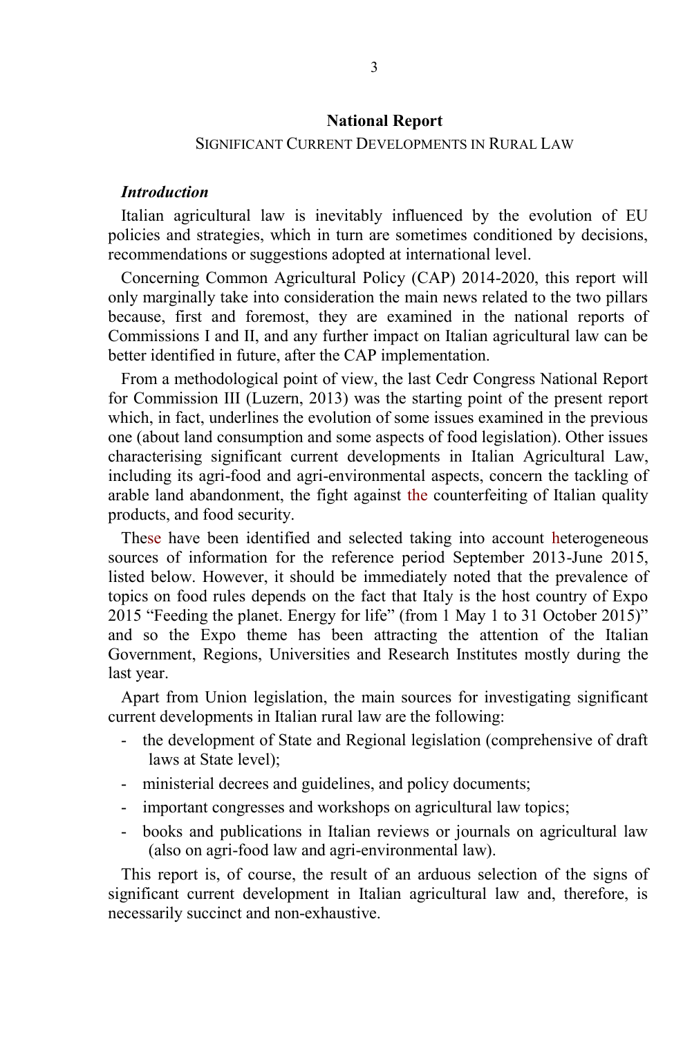## National Report

SIGNIFICANT CURRENT DEVELOPMENTS IN RURAL LAW

### *Introduction*

Italian agricultural law is inevitably influenced by the evolution of EU policies and strategies, which in turn are sometimes conditioned by decisions, recommendations or suggestions adopted at international level.

Concerning Common Agricultural Policy (CAP) 2014-2020, this report will only marginally take into consideration the main news related to the two pillars because, first and foremost, they are examined in the national reports of Commissions I and II, and any further impact on Italian agricultural law can be better identified in future, after the CAP implementation.

From a methodological point of view, the last Cedr Congress National Report for Commission III (Luzern, 2013) was the starting point of the present report which, in fact, underlines the evolution of some issues examined in the previous one (about land consumption and some aspects of food legislation). Other issues characterising significant current developments in Italian Agricultural Law, including its agri-food and agri-environmental aspects, concern the tackling of arable land abandonment, the fight against the counterfeiting of Italian quality products, and food security.

These have been identified and selected taking into account heterogeneous sources of information for the reference period September 2013-June 2015, listed below. However, it should be immediately noted that the prevalence of topics on food rules depends on the fact that Italy is the host country of Expo 2015 "Feeding the planet. Energy for life" (from 1 May 1 to 31 October 2015)" and so the Expo theme has been attracting the attention of the Italian Government, Regions, Universities and Research Institutes mostly during the last year.

Apart from Union legislation, the main sources for investigating significant current developments in Italian rural law are the following:

- the development of State and Regional legislation (comprehensive of draft laws at State level);
- ministerial decrees and guidelines, and policy documents;
- important congresses and workshops on agricultural law topics;
- books and publications in Italian reviews or journals on agricultural law (also on agri-food law and agri-environmental law).

This report is, of course, the result of an arduous selection of the signs of significant current development in Italian agricultural law and, therefore, is necessarily succinct and non-exhaustive.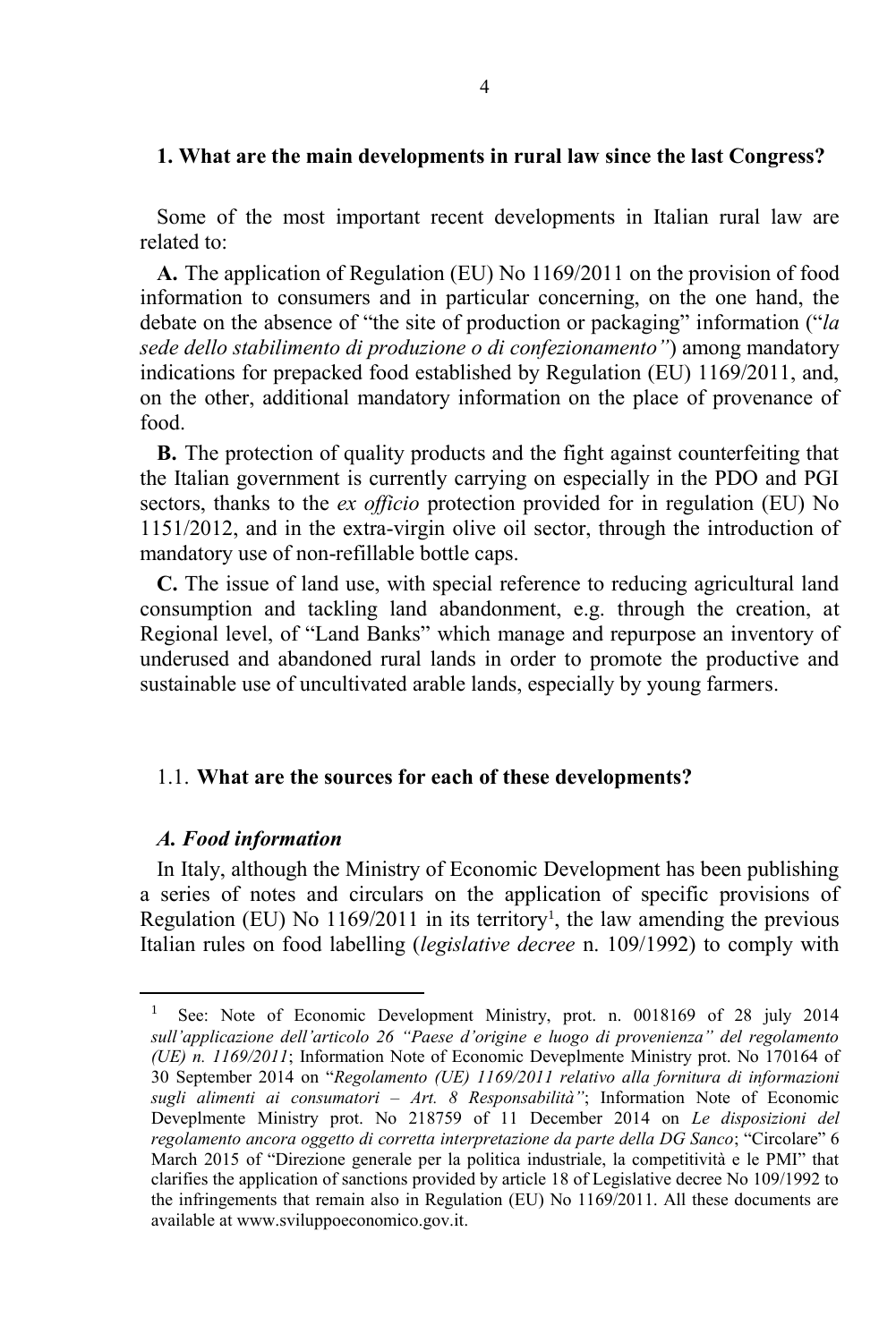## 1. What are the main developments in rural law since the last Congress?

Some of the most important recent developments in Italian rural law are related to:

**A.** The application of Regulation (EU) No 1169/2011 on the provision of food information to consumers and in particular concerning, on the one hand, the debate on the absence of "the site of production or packaging" information ("*la sede dello stabilimento di produzione o di confezionamento"*) among mandatory indications for prepacked food established by Regulation (EU) 1169/2011, and, on the other, additional mandatory information on the place of provenance of food.

**B.** The protection of quality products and the fight against counterfeiting that the Italian government is currently carrying on especially in the PDO and PGI sectors, thanks to the *ex officio* protection provided for in regulation (EU) No 1151/2012, and in the extra-virgin olive oil sector, through the introduction of mandatory use of non-refillable bottle caps.

**C.** The issue of land use, with special reference to reducing agricultural land consumption and tackling land abandonment, e.g. through the creation, at Regional level, of "Land Banks" which manage and repurpose an inventory of underused and abandoned rural lands in order to promote the productive and sustainable use of uncultivated arable lands, especially by young farmers.

### 1.1. What are the sources for each of these developments?

#### *A. Food information*

In Italy, although the Ministry of Economic Development has been publishing a series of notes and circulars on the application of specific provisions of Regulation (EU) No 1169/2011 in its territory[1], the law amending the previous Italian rules on food labelling (*legislative decree* n. 109/1992) to comply with

---

[1] See: Note of Economic Development Ministry, prot. n. 0018169 of 28 july 2014 *sull'applicazione dell'articolo 26 "Paese d'origine e luogo di provenienza" del regolamento (UE) n. 1169/2011*; Information Note of Economic Deveplmente Ministry prot. No 170164 of 30 September 2014 on "*Regolamento (UE) 1169/2011 relativo alla fornitura di informazioni sugli alimenti ai consumatori – Art. 8 Responsabilità"*; Information Note of Economic Deveplmente Ministry prot. No 218759 of 11 December 2014 on *Le disposizioni del regolamento ancora oggetto di corretta interpretazione da parte della DG Sanco*; "Circolare" 6 March 2015 of "Direzione generale per la politica industriale, la competitività e le PMI" that clarifies the application of sanctions provided by article 18 of Legislative decree No 109/1992 to the infringements that remain also in Regulation (EU) No 1169/2011. All these documents are available at www.sviluppoeconomico.gov.it.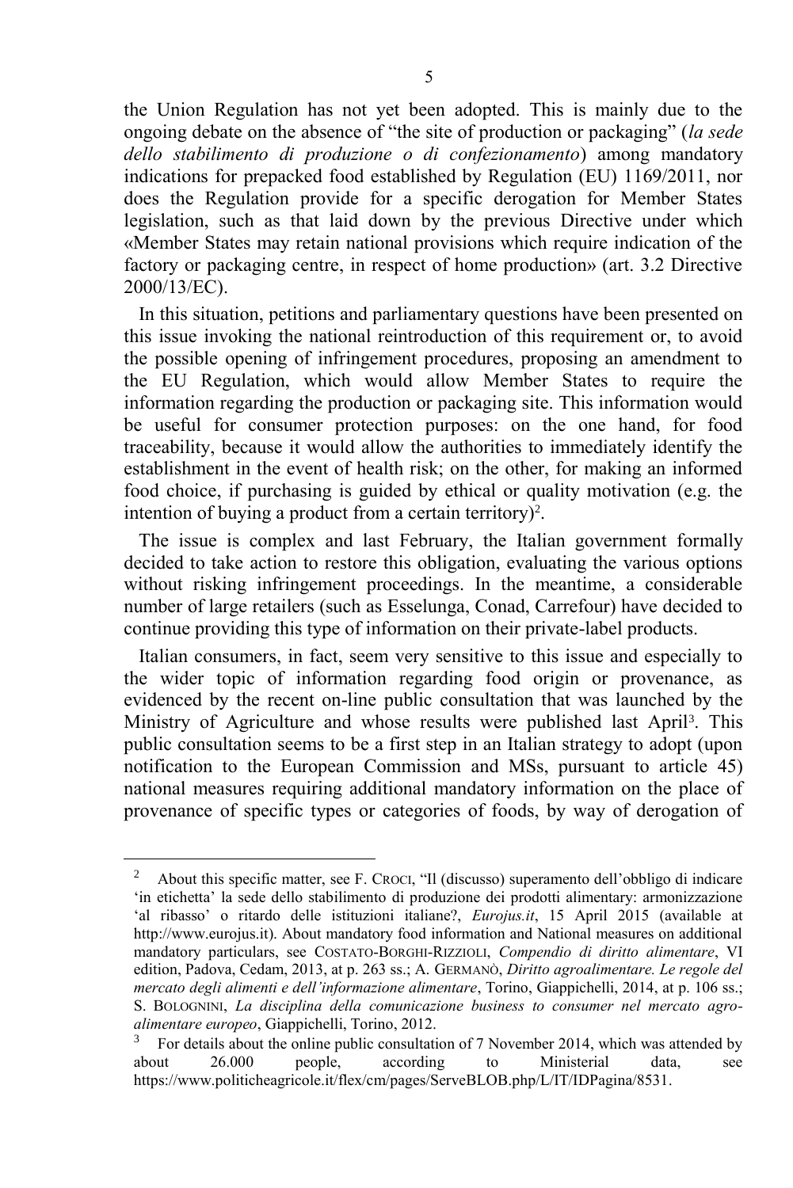the Union Regulation has not yet been adopted. This is mainly due to the ongoing debate on the absence of "the site of production or packaging" (*la sede dello stabilimento di produzione o di confezionamento*) among mandatory indications for prepacked food established by Regulation (EU) 1169/2011, nor does the Regulation provide for a specific derogation for Member States legislation, such as that laid down by the previous Directive under which «Member States may retain national provisions which require indication of the factory or packaging centre, in respect of home production» (art. 3.2 Directive 2000/13/EC).

In this situation, petitions and parliamentary questions have been presented on this issue invoking the national reintroduction of this requirement or, to avoid the possible opening of infringement procedures, proposing an amendment to the EU Regulation, which would allow Member States to require the information regarding the production or packaging site. This information would be useful for consumer protection purposes: on the one hand, for food traceability, because it would allow the authorities to immediately identify the establishment in the event of health risk; on the other, for making an informed food choice, if purchasing is guided by ethical or quality motivation (e.g. the intention of buying a product from a certain territory)[2].

The issue is complex and last February, the Italian government formally decided to take action to restore this obligation, evaluating the various options without risking infringement proceedings. In the meantime, a considerable number of large retailers (such as Esselunga, Conad, Carrefour) have decided to continue providing this type of information on their private-label products.

Italian consumers, in fact, seem very sensitive to this issue and especially to the wider topic of information regarding food origin or provenance, as evidenced by the recent on-line public consultation that was launched by the Ministry of Agriculture and whose results were published last April[3]. This public consultation seems to be a first step in an Italian strategy to adopt (upon notification to the European Commission and MSs, pursuant to article 45) national measures requiring additional mandatory information on the place of provenance of specific types or categories of foods, by way of derogation of

---

[2] About this specific matter, see F. CROCI, "Il (discusso) superamento dell'obbligo di indicare 'in etichetta' la sede dello stabilimento di produzione dei prodotti alimentary: armonizzazione 'al ribasso' o ritardo delle istituzioni italiane?, *Eurojus.it*, 15 April 2015 (available at http://www.eurojus.it). About mandatory food information and National measures on additional mandatory particulars, see COSTATO-BORGHI-RIZZIOLI, *Compendio di diritto alimentare*, VI edition, Padova, Cedam, 2013, at p. 263 ss.; A. GERMANÒ, *Diritto agroalimentare. Le regole del mercato degli alimenti e dell'informazione alimentare*, Torino, Giappichelli, 2014, at p. 106 ss.; S. BOLOGNINI, *La disciplina della comunicazione business to consumer nel mercato agro-alimentare europeo*, Giappichelli, Torino, 2012.

[3] For details about the online public consultation of 7 November 2014, which was attended by about 26.000 people, according to Ministerial data, see https://www.politicheagricole.it/flex/cm/pages/ServeBLOB.php/L/IT/IDPagina/8531.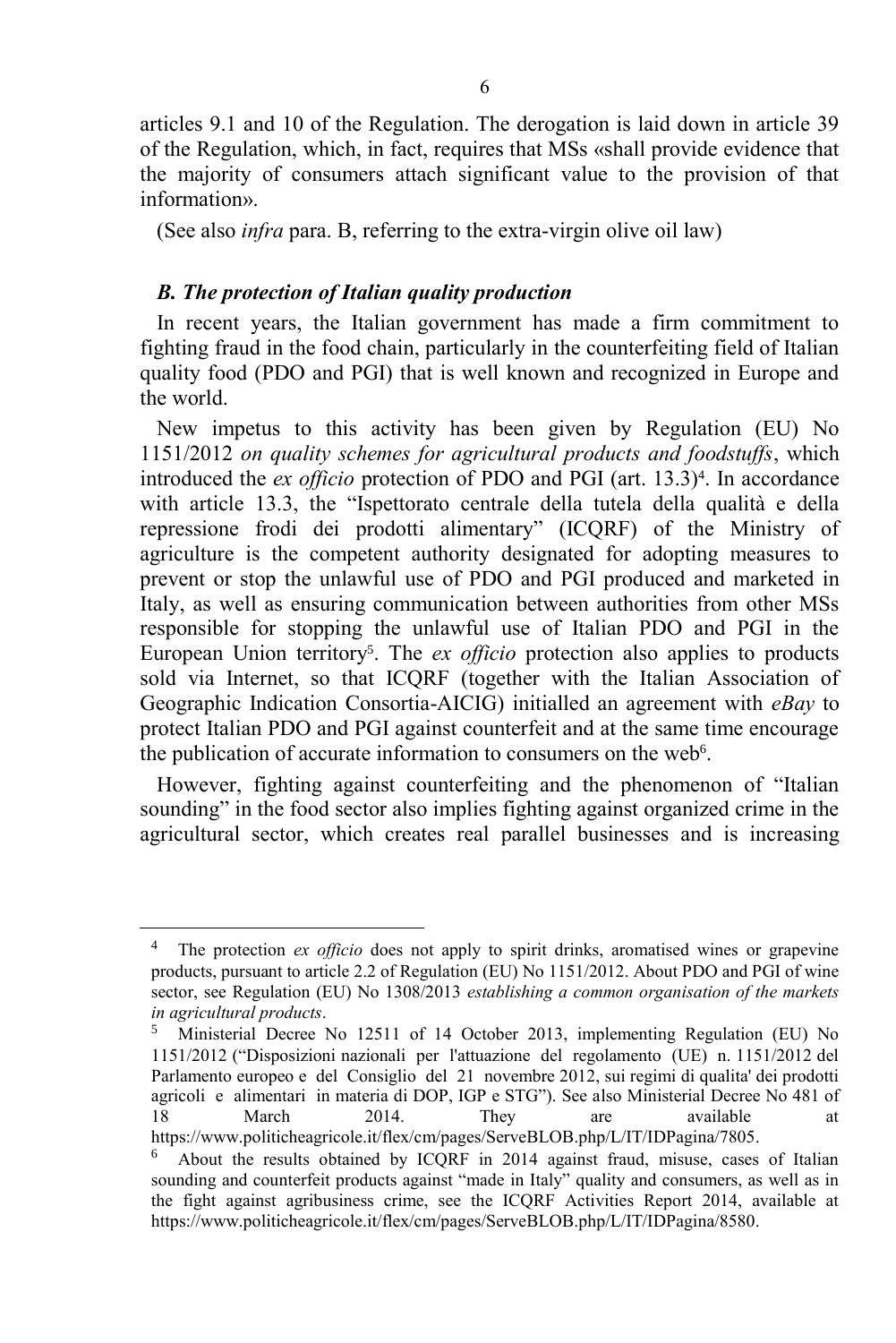articles 9.1 and 10 of the Regulation. The derogation is laid down in article 39 of the Regulation, which, in fact, requires that MSs «shall provide evidence that the majority of consumers attach significant value to the provision of that information».

(See also *infra* para. B, referring to the extra-virgin olive oil law)

### *B. The protection of Italian quality production*

In recent years, the Italian government has made a firm commitment to fighting fraud in the food chain, particularly in the counterfeiting field of Italian quality food (PDO and PGI) that is well known and recognized in Europe and the world.

New impetus to this activity has been given by Regulation (EU) No 1151/2012 *on quality schemes for agricultural products and foodstuffs*, which introduced the *ex officio* protection of PDO and PGI (art. 13.3)[4]. In accordance with article 13.3, the "Ispettorato centrale della tutela della qualità e della repressione frodi dei prodotti alimentary" (ICQRF) of the Ministry of agriculture is the competent authority designated for adopting measures to prevent or stop the unlawful use of PDO and PGI produced and marketed in Italy, as well as ensuring communication between authorities from other MSs responsible for stopping the unlawful use of Italian PDO and PGI in the European Union territory[5]. The *ex officio* protection also applies to products sold via Internet, so that ICQRF (together with the Italian Association of Geographic Indication Consortia-AICIG) initialled an agreement with *eBay* to protect Italian PDO and PGI against counterfeit and at the same time encourage the publication of accurate information to consumers on the web[6].

However, fighting against counterfeiting and the phenomenon of "Italian sounding" in the food sector also implies fighting against organized crime in the agricultural sector, which creates real parallel businesses and is increasing

---

[4] The protection *ex officio* does not apply to spirit drinks, aromatised wines or grapevine products, pursuant to article 2.2 of Regulation (EU) No 1151/2012. About PDO and PGI of wine sector, see Regulation (EU) No 1308/2013 *establishing a common organisation of the markets in agricultural products*.

[5] Ministerial Decree No 12511 of 14 October 2013, implementing Regulation (EU) No 1151/2012 ("Disposizioni nazionali per l'attuazione del regolamento (UE) n. 1151/2012 del Parlamento europeo e del Consiglio del 21 novembre 2012, sui regimi di qualita' dei prodotti agricoli e alimentari in materia di DOP, IGP e STG"). See also Ministerial Decree No 481 of 18 March 2014. They are available at https://www.politicheagricole.it/flex/cm/pages/ServeBLOB.php/L/IT/IDPagina/7805.

[6] About the results obtained by ICQRF in 2014 against fraud, misuse, cases of Italian sounding and counterfeit products against "made in Italy" quality and consumers, as well as in the fight against agribusiness crime, see the ICQRF Activities Report 2014, available at https://www.politicheagricole.it/flex/cm/pages/ServeBLOB.php/L/IT/IDPagina/8580.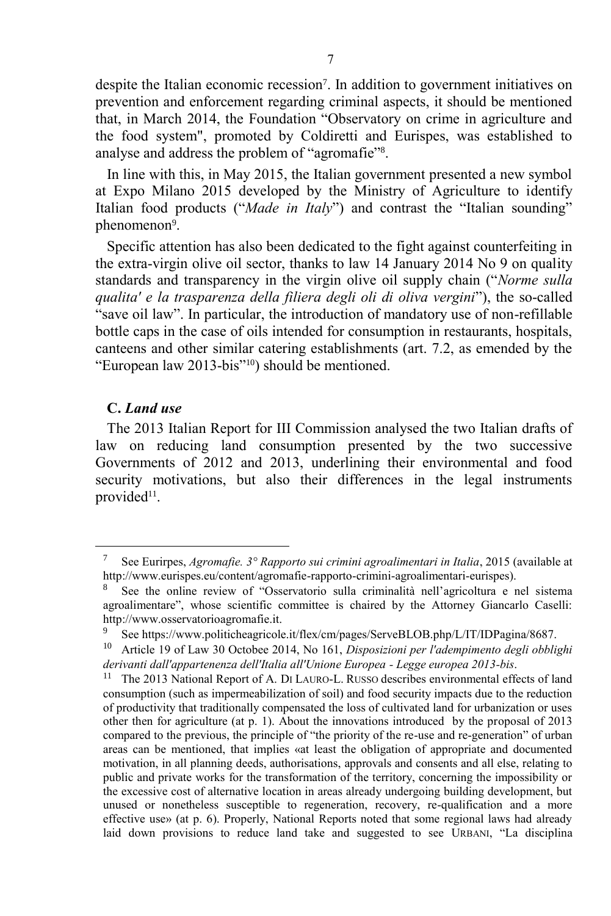despite the Italian economic recession[7]. In addition to government initiatives on prevention and enforcement regarding criminal aspects, it should be mentioned that, in March 2014, the Foundation "Observatory on crime in agriculture and the food system", promoted by Coldiretti and Eurispes, was established to analyse and address the problem of "agromafie"[8].

In line with this, in May 2015, the Italian government presented a new symbol at Expo Milano 2015 developed by the Ministry of Agriculture to identify Italian food products ("*Made in Italy*") and contrast the "Italian sounding" phenomenon[9].

Specific attention has also been dedicated to the fight against counterfeiting in the extra-virgin olive oil sector, thanks to law 14 January 2014 No 9 on quality standards and transparency in the virgin olive oil supply chain ("*Norme sulla qualita' e la trasparenza della filiera degli oli di oliva vergini*"), the so-called "save oil law". In particular, the introduction of mandatory use of non-refillable bottle caps in the case of oils intended for consumption in restaurants, hospitals, canteens and other similar catering establishments (art. 7.2, as emended by the "European law 2013-bis"[10]) should be mentioned.

### C. *Land use*

The 2013 Italian Report for III Commission analysed the two Italian drafts of law on reducing land consumption presented by the two successive Governments of 2012 and 2013, underlining their environmental and food security motivations, but also their differences in the legal instruments provided[11].

---

[7] See Eurirpes, *Agromafie. 3° Rapporto sui crimini agroalimentari in Italia*, 2015 (available at http://www.eurispes.eu/content/agromafie-rapporto-crimini-agroalimentari-eurispes).

[8] See the online review of "Osservatorio sulla criminalità nell'agricoltura e nel sistema agroalimentare", whose scientific committee is chaired by the Attorney Giancarlo Caselli: http://www.osservatorioagromafie.it.

[9] See https://www.politicheagricole.it/flex/cm/pages/ServeBLOB.php/L/IT/IDPagina/8687.

[10] Article 19 of Law 30 Octobee 2014, No 161, *Disposizioni per l'adempimento degli obblighi derivanti dall'appartenenza dell'Italia all'Unione Europea - Legge europea 2013-bis*.

[11] The 2013 National Report of A. DI LAURO-L. RUSSO describes environmental effects of land consumption (such as impermeabilization of soil) and food security impacts due to the reduction of productivity that traditionally compensated the loss of cultivated land for urbanization or uses other then for agriculture (at p. 1). About the innovations introduced by the proposal of 2013 compared to the previous, the principle of "the priority of the re-use and re-generation" of urban areas can be mentioned, that implies «at least the obligation of appropriate and documented motivation, in all planning deeds, authorisations, approvals and consents and all else, relating to public and private works for the transformation of the territory, concerning the impossibility or the excessive cost of alternative location in areas already undergoing building development, but unused or nonetheless susceptible to regeneration, recovery, re-qualification and a more effective use» (at p. 6). Properly, National Reports noted that some regional laws had already laid down provisions to reduce land take and suggested to see URBANI, "La disciplina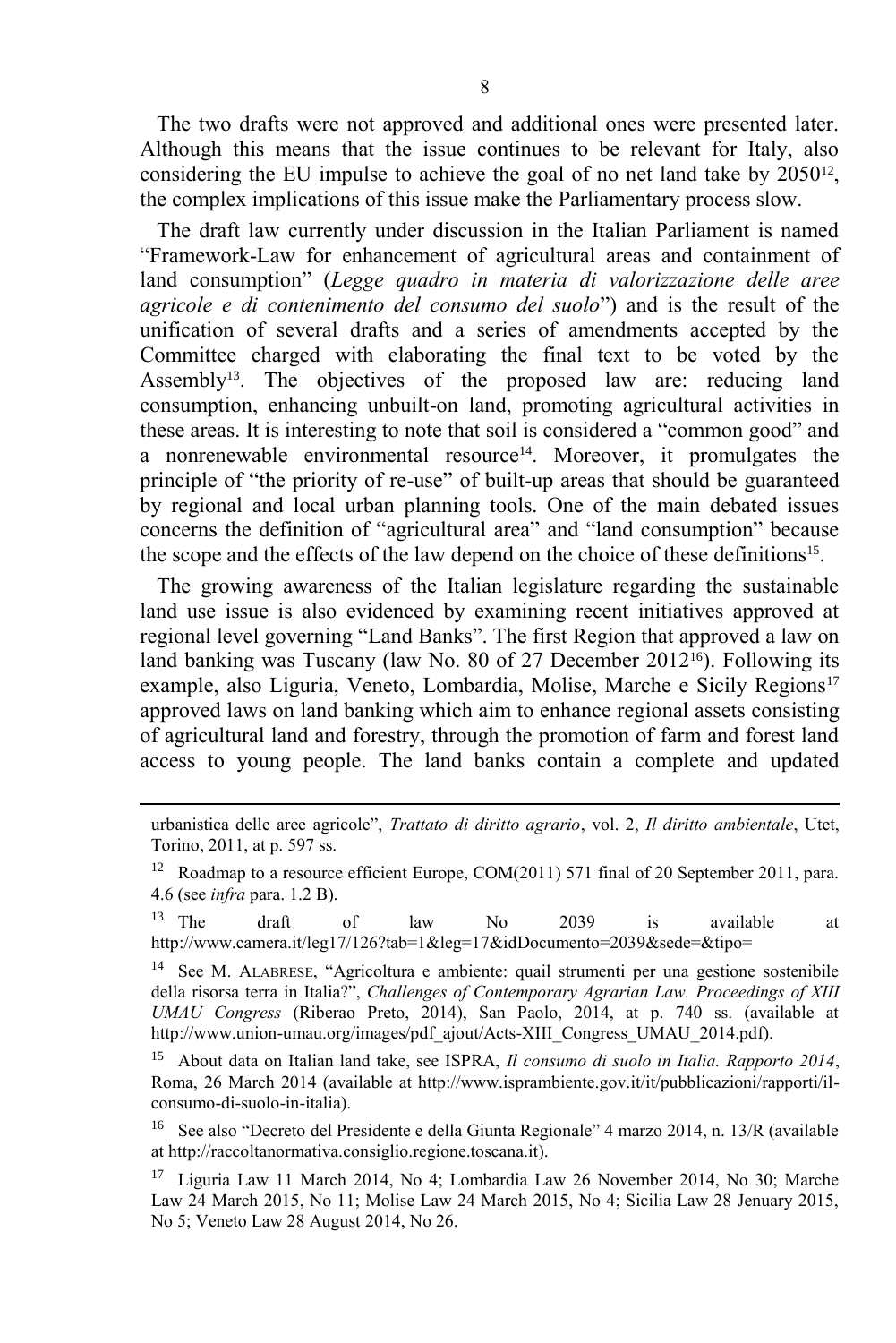The two drafts were not approved and additional ones were presented later. Although this means that the issue continues to be relevant for Italy, also considering the EU impulse to achieve the goal of no net land take by 2050[12], the complex implications of this issue make the Parliamentary process slow.

The draft law currently under discussion in the Italian Parliament is named "Framework-Law for enhancement of agricultural areas and containment of land consumption" (*Legge quadro in materia di valorizzazione delle aree agricole e di contenimento del consumo del suolo*") and is the result of the unification of several drafts and a series of amendments accepted by the Committee charged with elaborating the final text to be voted by the Assembly[13]. The objectives of the proposed law are: reducing land consumption, enhancing unbuilt-on land, promoting agricultural activities in these areas. It is interesting to note that soil is considered a "common good" and a nonrenewable environmental resource[14]. Moreover, it promulgates the principle of "the priority of re-use" of built-up areas that should be guaranteed by regional and local urban planning tools. One of the main debated issues concerns the definition of "agricultural area" and "land consumption" because the scope and the effects of the law depend on the choice of these definitions[15].

The growing awareness of the Italian legislature regarding the sustainable land use issue is also evidenced by examining recent initiatives approved at regional level governing "Land Banks". The first Region that approved a law on land banking was Tuscany (law No. 80 of 27 December 2012[16]). Following its example, also Liguria, Veneto, Lombardia, Molise, Marche e Sicily Regions[17] approved laws on land banking which aim to enhance regional assets consisting of agricultural land and forestry, through the promotion of farm and forest land access to young people. The land banks contain a complete and updated

---

urbanistica delle aree agricole", *Trattato di diritto agrario*, vol. 2, *Il diritto ambientale*, Utet, Torino, 2011, at p. 597 ss.

[12] Roadmap to a resource efficient Europe, COM(2011) 571 final of 20 September 2011, para. 4.6 (see *infra* para. 1.2 B).

[13] The draft of law No 2039 is available at http://www.camera.it/leg17/126?tab=1&leg=17&idDocumento=2039&sede=&tipo=

[14] See M. ALABRESE, "Agricoltura e ambiente: quail strumenti per una gestione sostenibile della risorsa terra in Italia?", *Challenges of Contemporary Agrarian Law. Proceedings of XIII UMAU Congress* (Riberao Preto, 2014), San Paolo, 2014, at p. 740 ss. (available at http://www.union-umau.org/images/pdf_ajout/Acts-XIII_Congress_UMAU_2014.pdf).

[15] About data on Italian land take, see ISPRA, *Il consumo di suolo in Italia. Rapporto 2014*, Roma, 26 March 2014 (available at http://www.isprambiente.gov.it/it/pubblicazioni/rapporti/il-consumo-di-suolo-in-italia).

[16] See also "Decreto del Presidente e della Giunta Regionale" 4 marzo 2014, n. 13/R (available at http://raccoltanormativa.consiglio.regione.toscana.it).

[17] Liguria Law 11 March 2014, No 4; Lombardia Law 26 November 2014, No 30; Marche Law 24 March 2015, No 11; Molise Law 24 March 2015, No 4; Sicilia Law 28 January 2015, No 5; Veneto Law 28 August 2014, No 26.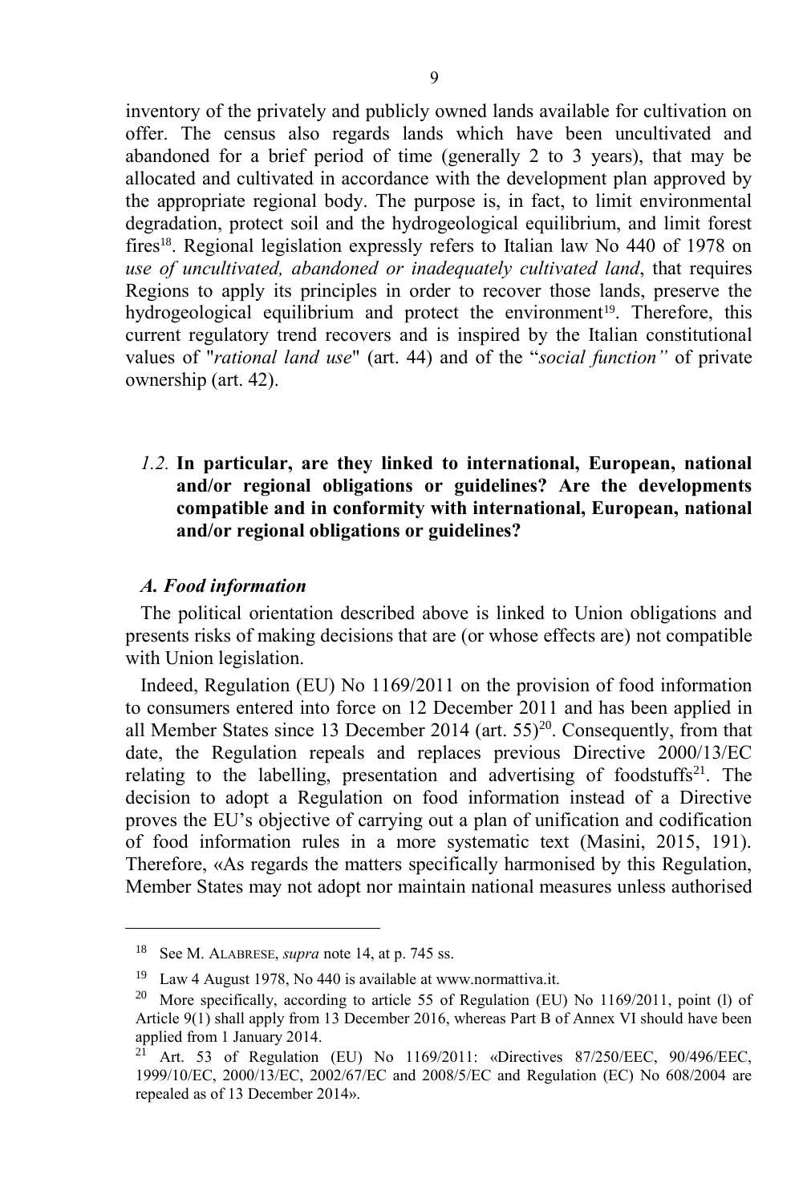inventory of the privately and publicly owned lands available for cultivation on offer. The census also regards lands which have been uncultivated and abandoned for a brief period of time (generally 2 to 3 years), that may be allocated and cultivated in accordance with the development plan approved by the appropriate regional body. The purpose is, in fact, to limit environmental degradation, protect soil and the hydrogeological equilibrium, and limit forest fires[18]. Regional legislation expressly refers to Italian law No 440 of 1978 on *use of uncultivated, abandoned or inadequately cultivated land*, that requires Regions to apply its principles in order to recover those lands, preserve the hydrogeological equilibrium and protect the environment[19]. Therefore, this current regulatory trend recovers and is inspired by the Italian constitutional values of "*rational land use*" (art. 44) and of the "*social function"* of private ownership (art. 42).

### *1.2.* **In particular, are they linked to international, European, national and/or regional obligations or guidelines? Are the developments compatible and in conformity with international, European, national and/or regional obligations or guidelines?**

#### *A. Food information*

The political orientation described above is linked to Union obligations and presents risks of making decisions that are (or whose effects are) not compatible with Union legislation.

Indeed, Regulation (EU) No 1169/2011 on the provision of food information to consumers entered into force on 12 December 2011 and has been applied in all Member States since 13 December 2014 (art. 55)[20]. Consequently, from that date, the Regulation repeals and replaces previous Directive 2000/13/EC relating to the labelling, presentation and advertising of foodstuffs[21]. The decision to adopt a Regulation on food information instead of a Directive proves the EU's objective of carrying out a plan of unification and codification of food information rules in a more systematic text (Masini, 2015, 191). Therefore, «As regards the matters specifically harmonised by this Regulation, Member States may not adopt nor maintain national measures unless authorised

---

[18] See M. ALABRESE, *supra* note 14, at p. 745 ss.

[19] Law 4 August 1978, No 440 is available at www.normattiva.it.

[20] More specifically, according to article 55 of Regulation (EU) No 1169/2011, point (l) of Article 9(1) shall apply from 13 December 2016, whereas Part B of Annex VI should have been applied from 1 January 2014.

[21] Art. 53 of Regulation (EU) No 1169/2011: «Directives 87/250/EEC, 90/496/EEC, 1999/10/EC, 2000/13/EC, 2002/67/EC and 2008/5/EC and Regulation (EC) No 608/2004 are repealed as of 13 December 2014».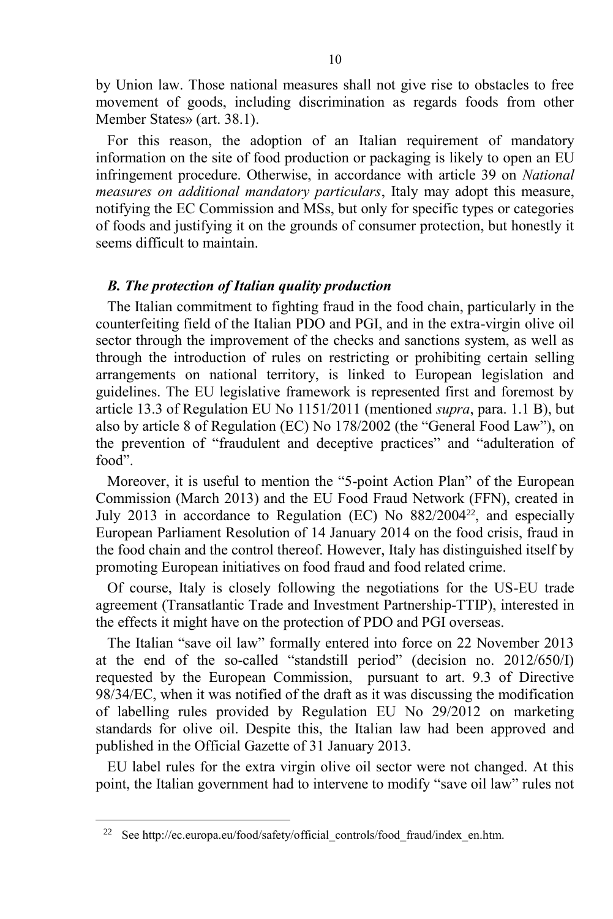by Union law. Those national measures shall not give rise to obstacles to free movement of goods, including discrimination as regards foods from other Member States» (art. 38.1).

For this reason, the adoption of an Italian requirement of mandatory information on the site of food production or packaging is likely to open an EU infringement procedure. Otherwise, in accordance with article 39 on *National measures on additional mandatory particulars*, Italy may adopt this measure, notifying the EC Commission and MSs, but only for specific types or categories of foods and justifying it on the grounds of consumer protection, but honestly it seems difficult to maintain.

### *B. The protection of Italian quality production*

The Italian commitment to fighting fraud in the food chain, particularly in the counterfeiting field of the Italian PDO and PGI, and in the extra-virgin olive oil sector through the improvement of the checks and sanctions system, as well as through the introduction of rules on restricting or prohibiting certain selling arrangements on national territory, is linked to European legislation and guidelines. The EU legislative framework is represented first and foremost by article 13.3 of Regulation EU No 1151/2011 (mentioned *supra*, para. 1.1 B), but also by article 8 of Regulation (EC) No 178/2002 (the "General Food Law"), on the prevention of "fraudulent and deceptive practices" and "adulteration of food".

Moreover, it is useful to mention the "5-point Action Plan" of the European Commission (March 2013) and the EU Food Fraud Network (FFN), created in July 2013 in accordance to Regulation (EC) No 882/2004[22], and especially European Parliament Resolution of 14 January 2014 on the food crisis, fraud in the food chain and the control thereof. However, Italy has distinguished itself by promoting European initiatives on food fraud and food related crime.

Of course, Italy is closely following the negotiations for the US-EU trade agreement (Transatlantic Trade and Investment Partnership-TTIP), interested in the effects it might have on the protection of PDO and PGI overseas.

The Italian "save oil law" formally entered into force on 22 November 2013 at the end of the so-called "standstill period" (decision no. 2012/650/I) requested by the European Commission, pursuant to art. 9.3 of Directive 98/34/EC, when it was notified of the draft as it was discussing the modification of labelling rules provided by Regulation EU No 29/2012 on marketing standards for olive oil. Despite this, the Italian law had been approved and published in the Official Gazette of 31 January 2013.

EU label rules for the extra virgin olive oil sector were not changed. At this point, the Italian government had to intervene to modify "save oil law" rules not

---

[22] See http://ec.europa.eu/food/safety/official_controls/food_fraud/index_en.htm.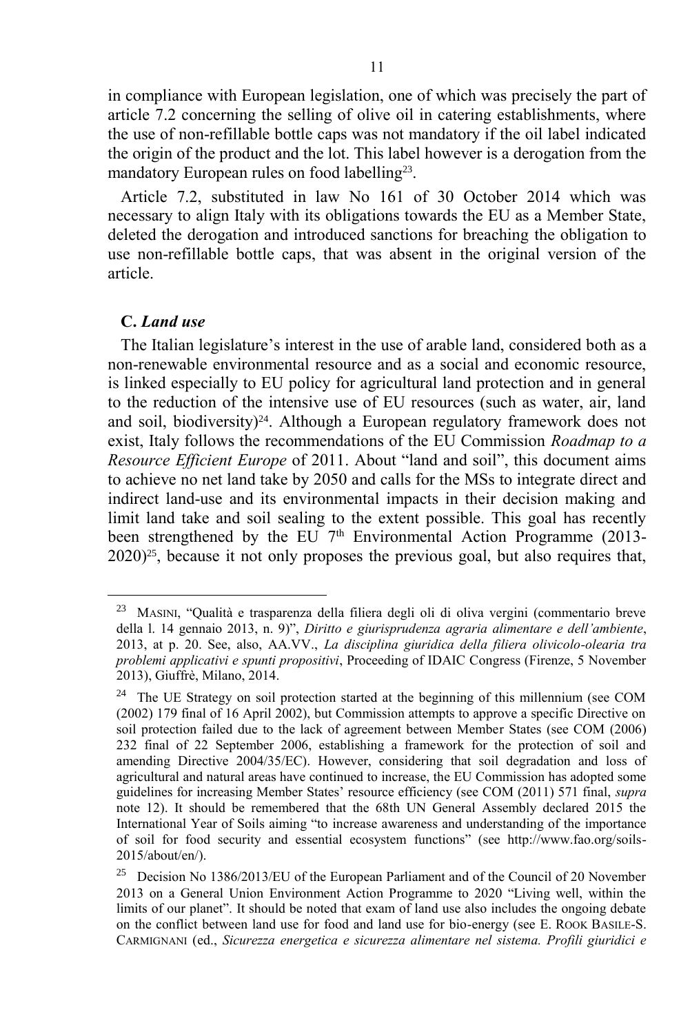in compliance with European legislation, one of which was precisely the part of article 7.2 concerning the selling of olive oil in catering establishments, where the use of non-refillable bottle caps was not mandatory if the oil label indicated the origin of the product and the lot. This label however is a derogation from the mandatory European rules on food labelling[23].

Article 7.2, substituted in law No 161 of 30 October 2014 which was necessary to align Italy with its obligations towards the EU as a Member State, deleted the derogation and introduced sanctions for breaching the obligation to use non-refillable bottle caps, that was absent in the original version of the article.

### C. *Land use*

The Italian legislature's interest in the use of arable land, considered both as a non-renewable environmental resource and as a social and economic resource, is linked especially to EU policy for agricultural land protection and in general to the reduction of the intensive use of EU resources (such as water, air, land and soil, biodiversity)[24]. Although a European regulatory framework does not exist, Italy follows the recommendations of the EU Commission *Roadmap to a Resource Efficient Europe* of 2011. About "land and soil", this document aims to achieve no net land take by 2050 and calls for the MSs to integrate direct and indirect land-use and its environmental impacts in their decision making and limit land take and soil sealing to the extent possible. This goal has recently been strengthened by the EU 7th Environmental Action Programme (2013-2020)[25], because it not only proposes the previous goal, but also requires that,

---

[23] MASINI, "Qualità e trasparenza della filiera degli oli di oliva vergini (commentario breve della l. 14 gennaio 2013, n. 9)", *Diritto e giurisprudenza agraria alimentare e dell'ambiente*, 2013, at p. 20. See, also, AA.VV., *La disciplina giuridica della filiera olivicolo-olearia tra problemi applicativi e spunti propositivi*, Proceeding of IDAIC Congress (Firenze, 5 November 2013), Giuffrè, Milano, 2014.

[24] The UE Strategy on soil protection started at the beginning of this millennium (see COM (2002) 179 final of 16 April 2002), but Commission attempts to approve a specific Directive on soil protection failed due to the lack of agreement between Member States (see COM (2006) 232 final of 22 September 2006, establishing a framework for the protection of soil and amending Directive 2004/35/EC). However, considering that soil degradation and loss of agricultural and natural areas have continued to increase, the EU Commission has adopted some guidelines for increasing Member States' resource efficiency (see COM (2011) 571 final, *supra* note 12). It should be remembered that the 68th UN General Assembly declared 2015 the International Year of Soils aiming "to increase awareness and understanding of the importance of soil for food security and essential ecosystem functions" (see http://www.fao.org/soils-2015/about/en/).

[25] Decision No 1386/2013/EU of the European Parliament and of the Council of 20 November 2013 on a General Union Environment Action Programme to 2020 "Living well, within the limits of our planet". It should be noted that exam of land use also includes the ongoing debate on the conflict between land use for food and land use for bio-energy (see E. ROOK BASILE-S. CARMIGNANI (ed., *Sicurezza energetica e sicurezza alimentare nel sistema. Profili giuridici e*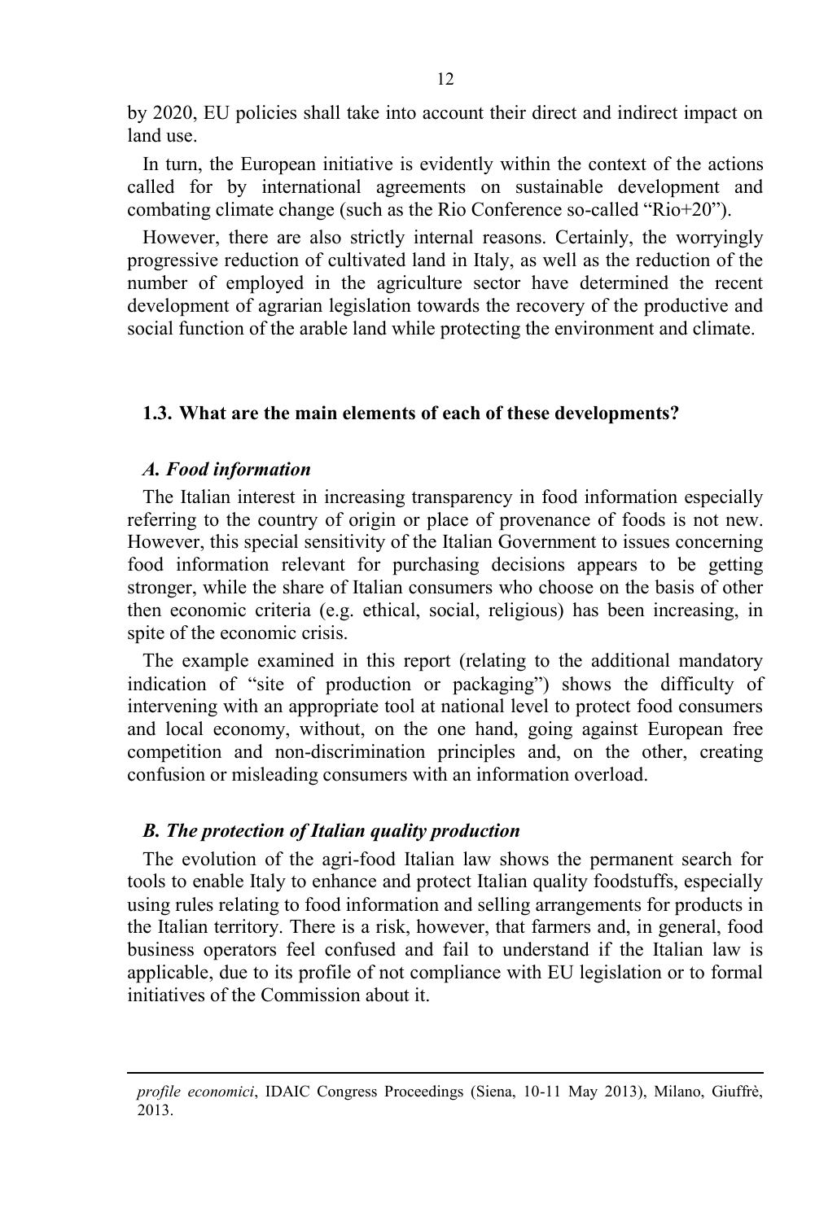by 2020, EU policies shall take into account their direct and indirect impact on land use.

In turn, the European initiative is evidently within the context of the actions called for by international agreements on sustainable development and combating climate change (such as the Rio Conference so-called "Rio+20").

However, there are also strictly internal reasons. Certainly, the worryingly progressive reduction of cultivated land in Italy, as well as the reduction of the number of employed in the agriculture sector have determined the recent development of agrarian legislation towards the recovery of the productive and social function of the arable land while protecting the environment and climate.

### 1.3. What are the main elements of each of these developments?

#### *A. Food information*

The Italian interest in increasing transparency in food information especially referring to the country of origin or place of provenance of foods is not new. However, this special sensitivity of the Italian Government to issues concerning food information relevant for purchasing decisions appears to be getting stronger, while the share of Italian consumers who choose on the basis of other then economic criteria (e.g. ethical, social, religious) has been increasing, in spite of the economic crisis.

The example examined in this report (relating to the additional mandatory indication of "site of production or packaging") shows the difficulty of intervening with an appropriate tool at national level to protect food consumers and local economy, without, on the one hand, going against European free competition and non-discrimination principles and, on the other, creating confusion or misleading consumers with an information overload.

#### *B. The protection of Italian quality production*

The evolution of the agri-food Italian law shows the permanent search for tools to enable Italy to enhance and protect Italian quality foodstuffs, especially using rules relating to food information and selling arrangements for products in the Italian territory. There is a risk, however, that farmers and, in general, food business operators feel confused and fail to understand if the Italian law is applicable, due to its profile of not compliance with EU legislation or to formal initiatives of the Commission about it.

---

*profile economici*, IDAIC Congress Proceedings (Siena, 10-11 May 2013), Milano, Giuffrè, 2013.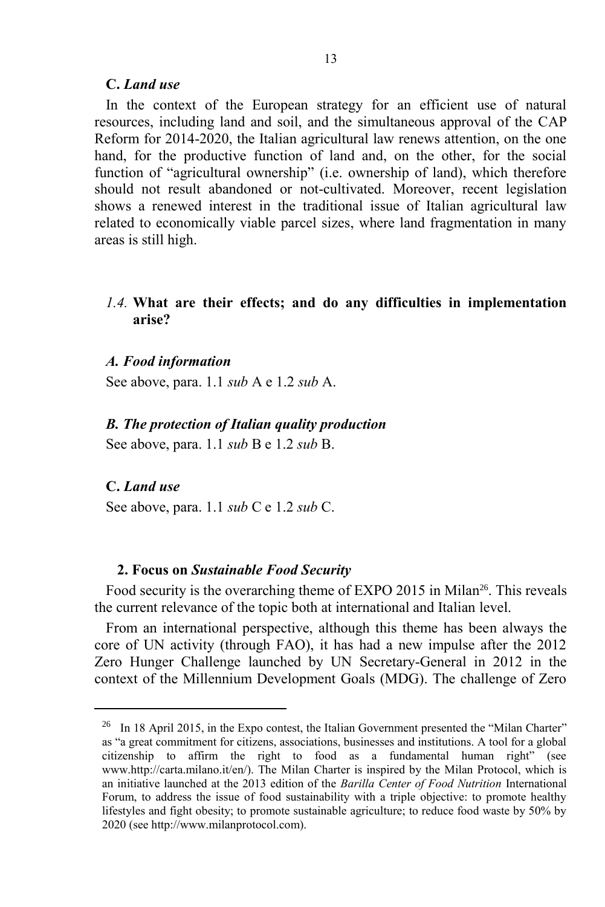**C.** ***Land use***

In the context of the European strategy for an efficient use of natural resources, including land and soil, and the simultaneous approval of the CAP Reform for 2014-2020, the Italian agricultural law renews attention, on the one hand, for the productive function of land and, on the other, for the social function of "agricultural ownership" (i.e. ownership of land), which therefore should not result abandoned or not-cultivated. Moreover, recent legislation shows a renewed interest in the traditional issue of Italian agricultural law related to economically viable parcel sizes, where land fragmentation in many areas is still high.

### *1.4.* What are their effects; and do any difficulties in implementation arise?

***A. Food information***

See above, para. 1.1 *sub* A e 1.2 *sub* A.

***B. The protection of Italian quality production***

See above, para. 1.1 *sub* B e 1.2 *sub* B.

**C.** ***Land use***

See above, para. 1.1 *sub* C e 1.2 *sub* C.

## 2. Focus on *Sustainable Food Security*

Food security is the overarching theme of EXPO 2015 in Milan[26]. This reveals the current relevance of the topic both at international and Italian level.

From an international perspective, although this theme has been always the core of UN activity (through FAO), it has had a new impulse after the 2012 Zero Hunger Challenge launched by UN Secretary-General in 2012 in the context of the Millennium Development Goals (MDG). The challenge of Zero

---

[26] In 18 April 2015, in the Expo contest, the Italian Government presented the "Milan Charter" as "a great commitment for citizens, associations, businesses and institutions. A tool for a global citizenship to affirm the right to food as a fundamental human right" (see www.http://carta.milano.it/en/). The Milan Charter is inspired by the Milan Protocol, which is an initiative launched at the 2013 edition of the *Barilla Center of Food Nutrition* International Forum, to address the issue of food sustainability with a triple objective: to promote healthy lifestyles and fight obesity; to promote sustainable agriculture; to reduce food waste by 50% by 2020 (see http://www.milanprotocol.com).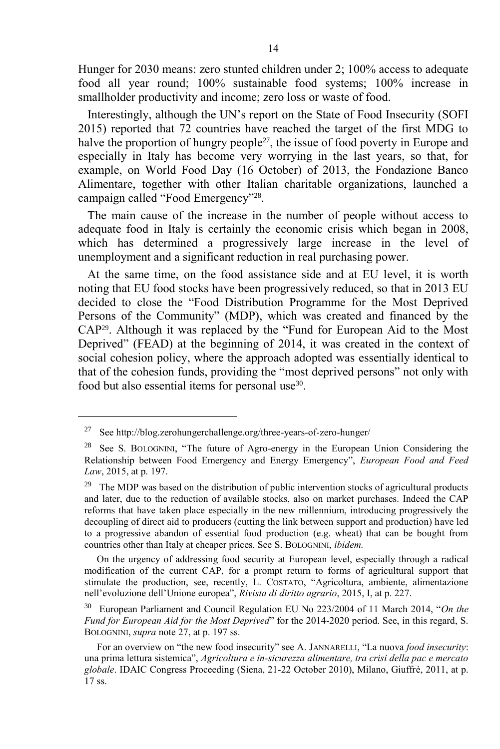Hunger for 2030 means: zero stunted children under 2; 100% access to adequate food all year round; 100% sustainable food systems; 100% increase in smallholder productivity and income; zero loss or waste of food.

Interestingly, although the UN's report on the State of Food Insecurity (SOFI 2015) reported that 72 countries have reached the target of the first MDG to halve the proportion of hungry people[27], the issue of food poverty in Europe and especially in Italy has become very worrying in the last years, so that, for example, on World Food Day (16 October) of 2013, the Fondazione Banco Alimentare, together with other Italian charitable organizations, launched a campaign called "Food Emergency"[28].

The main cause of the increase in the number of people without access to adequate food in Italy is certainly the economic crisis which began in 2008, which has determined a progressively large increase in the level of unemployment and a significant reduction in real purchasing power.

At the same time, on the food assistance side and at EU level, it is worth noting that EU food stocks have been progressively reduced, so that in 2013 EU decided to close the "Food Distribution Programme for the Most Deprived Persons of the Community" (MDP), which was created and financed by the CAP[29]. Although it was replaced by the "Fund for European Aid to the Most Deprived" (FEAD) at the beginning of 2014, it was created in the context of social cohesion policy, where the approach adopted was essentially identical to that of the cohesion funds, providing the "most deprived persons" not only with food but also essential items for personal use[30].

---

[27] See http://blog.zerohungerchallenge.org/three-years-of-zero-hunger/

[28] See S. Bolognini, "The future of Agro-energy in the European Union Considering the Relationship between Food Emergency and Energy Emergency", *European Food and Feed Law*, 2015, at p. 197.

[29] The MDP was based on the distribution of public intervention stocks of agricultural products and later, due to the reduction of available stocks, also on market purchases. Indeed the CAP reforms that have taken place especially in the new millennium, introducing progressively the decoupling of direct aid to producers (cutting the link between support and production) have led to a progressive abandon of essential food production (e.g. wheat) that can be bought from countries other than Italy at cheaper prices. See S. Bolognini, *ibidem.*

On the urgency of addressing food security at European level, especially through a radical modification of the current CAP, for a prompt return to forms of agricultural support that stimulate the production, see, recently, L. Costato, "Agricoltura, ambiente, alimentazione nell'evoluzione dell'Unione europea", *Rivista di diritto agrario*, 2015, I, at p. 227.

[30] European Parliament and Council Regulation EU No 223/2004 of 11 March 2014, "*On the Fund for European Aid for the Most Deprived*" for the 2014-2020 period. See, in this regard, S. Bolognini, *supra* note 27, at p. 197 ss.

For an overview on "the new food insecurity" see A. Jannarelli, "La nuova *food insecurity*: una prima lettura sistemica", *Agricoltura e in-sicurezza alimentare, tra crisi della pac e mercato globale*. IDAIC Congress Proceeding (Siena, 21-22 October 2010), Milano, Giuffrè, 2011, at p. 17 ss.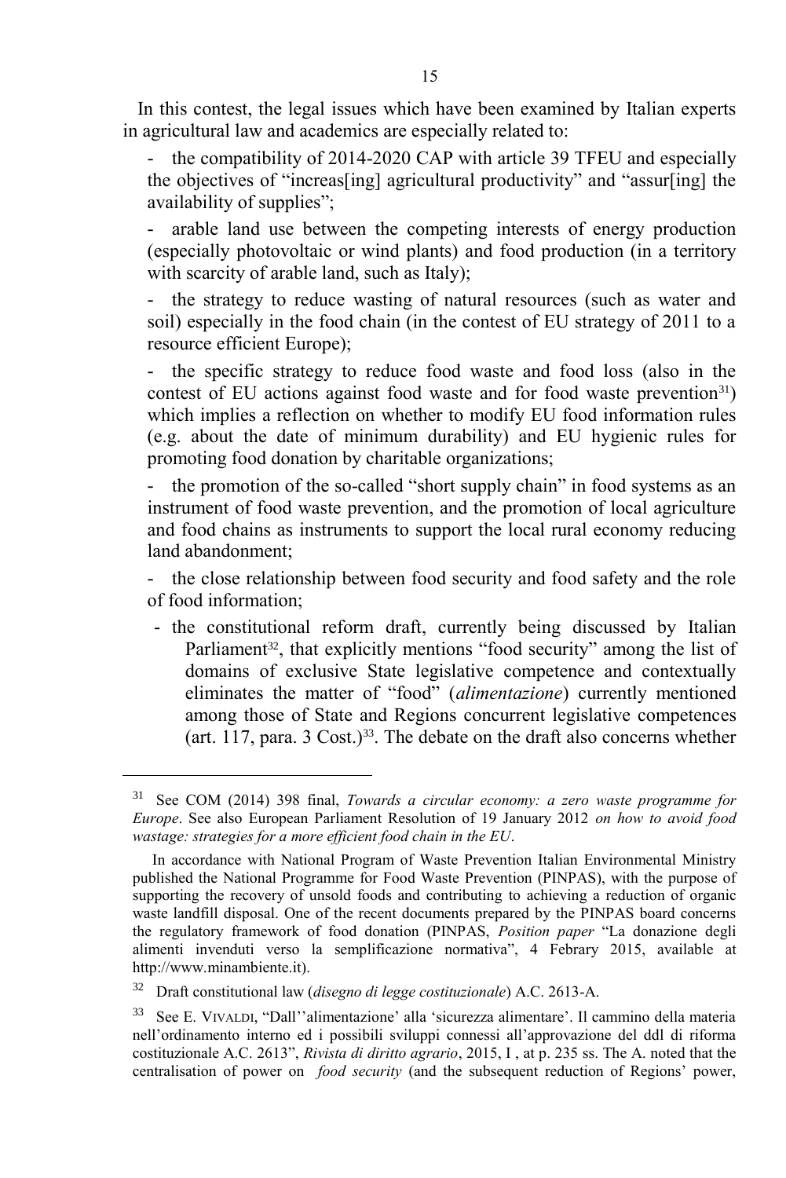In this contest, the legal issues which have been examined by Italian experts in agricultural law and academics are especially related to:

- the compatibility of 2014-2020 CAP with article 39 TFEU and especially the objectives of "increas[ing] agricultural productivity" and "assur[ing] the availability of supplies";
- arable land use between the competing interests of energy production (especially photovoltaic or wind plants) and food production (in a territory with scarcity of arable land, such as Italy);
- the strategy to reduce wasting of natural resources (such as water and soil) especially in the food chain (in the contest of EU strategy of 2011 to a resource efficient Europe);
- the specific strategy to reduce food waste and food loss (also in the contest of EU actions against food waste and for food waste prevention[31]) which implies a reflection on whether to modify EU food information rules (e.g. about the date of minimum durability) and EU hygienic rules for promoting food donation by charitable organizations;
- the promotion of the so-called "short supply chain" in food systems as an instrument of food waste prevention, and the promotion of local agriculture and food chains as instruments to support the local rural economy reducing land abandonment;
- the close relationship between food security and food safety and the role of food information;
- the constitutional reform draft, currently being discussed by Italian Parliament[32], that explicitly mentions "food security" among the list of domains of exclusive State legislative competence and contextually eliminates the matter of "food" (*alimentazione*) currently mentioned among those of State and Regions concurrent legislative competences (art. 117, para. 3 Cost.)[33]. The debate on the draft also concerns whether

---

[31] See COM (2014) 398 final, *Towards a circular economy: a zero waste programme for Europe*. See also European Parliament Resolution of 19 January 2012 *on how to avoid food wastage: strategies for a more efficient food chain in the EU*.

In accordance with National Program of Waste Prevention Italian Environmental Ministry published the National Programme for Food Waste Prevention (PINPAS), with the purpose of supporting the recovery of unsold foods and contributing to achieving a reduction of organic waste landfill disposal. One of the recent documents prepared by the PINPAS board concerns the regulatory framework of food donation (PINPAS, *Position paper* "La donazione degli alimenti invenduti verso la semplificazione normativa", 4 Febrary 2015, available at http://www.minambiente.it).

[32] Draft constitutional law (*disegno di legge costituzionale*) A.C. 2613-A.

[33] See E. VIVALDI, "Dall''alimentazione' alla 'sicurezza alimentare'. Il cammino della materia nell'ordinamento interno ed i possibili sviluppi connessi all'approvazione del ddl di riforma costituzionale A.C. 2613", *Rivista di diritto agrario*, 2015, I , at p. 235 ss. The A. noted that the centralisation of power on *food security* (and the subsequent reduction of Regions' power,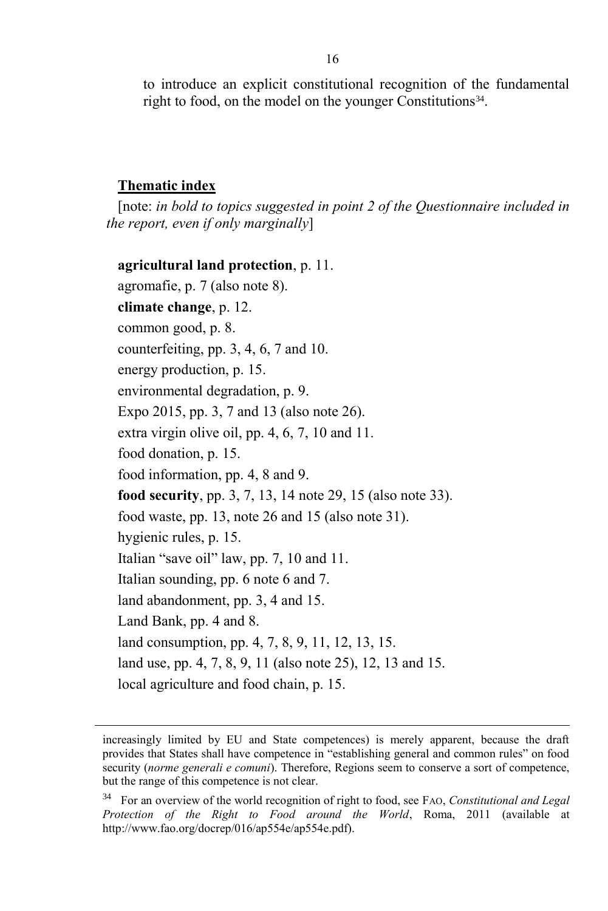to introduce an explicit constitutional recognition of the fundamental right to food, on the model on the younger Constitutions[34].

**Thematic index**

[note: *in bold to topics suggested in point 2 of the Questionnaire included in the report, even if only marginally*]

**agricultural land protection**, p. 11.
agromafie, p. 7 (also note 8).
**climate change**, p. 12.
common good, p. 8.
counterfeiting, pp. 3, 4, 6, 7 and 10.
energy production, p. 15.
environmental degradation, p. 9.
Expo 2015, pp. 3, 7 and 13 (also note 26).
extra virgin olive oil, pp. 4, 6, 7, 10 and 11.
food donation, p. 15.
food information, pp. 4, 8 and 9.
**food security**, pp. 3, 7, 13, 14 note 29, 15 (also note 33).
food waste, pp. 13, note 26 and 15 (also note 31).
hygienic rules, p. 15.
Italian "save oil" law, pp. 7, 10 and 11.
Italian sounding, pp. 6 note 6 and 7.
land abandonment, pp. 3, 4 and 15.
Land Bank, pp. 4 and 8.
land consumption, pp. 4, 7, 8, 9, 11, 12, 13, 15.
land use, pp. 4, 7, 8, 9, 11 (also note 25), 12, 13 and 15.
local agriculture and food chain, p. 15.

---

increasingly limited by EU and State competences) is merely apparent, because the draft provides that States shall have competence in "establishing general and common rules" on food security (*norme generali e comuni*). Therefore, Regions seem to conserve a sort of competence, but the range of this competence is not clear.

[34] For an overview of the world recognition of right to food, see FAO, *Constitutional and Legal Protection of the Right to Food around the World*, Roma, 2011 (available at http://www.fao.org/docrep/016/ap554e/ap554e.pdf).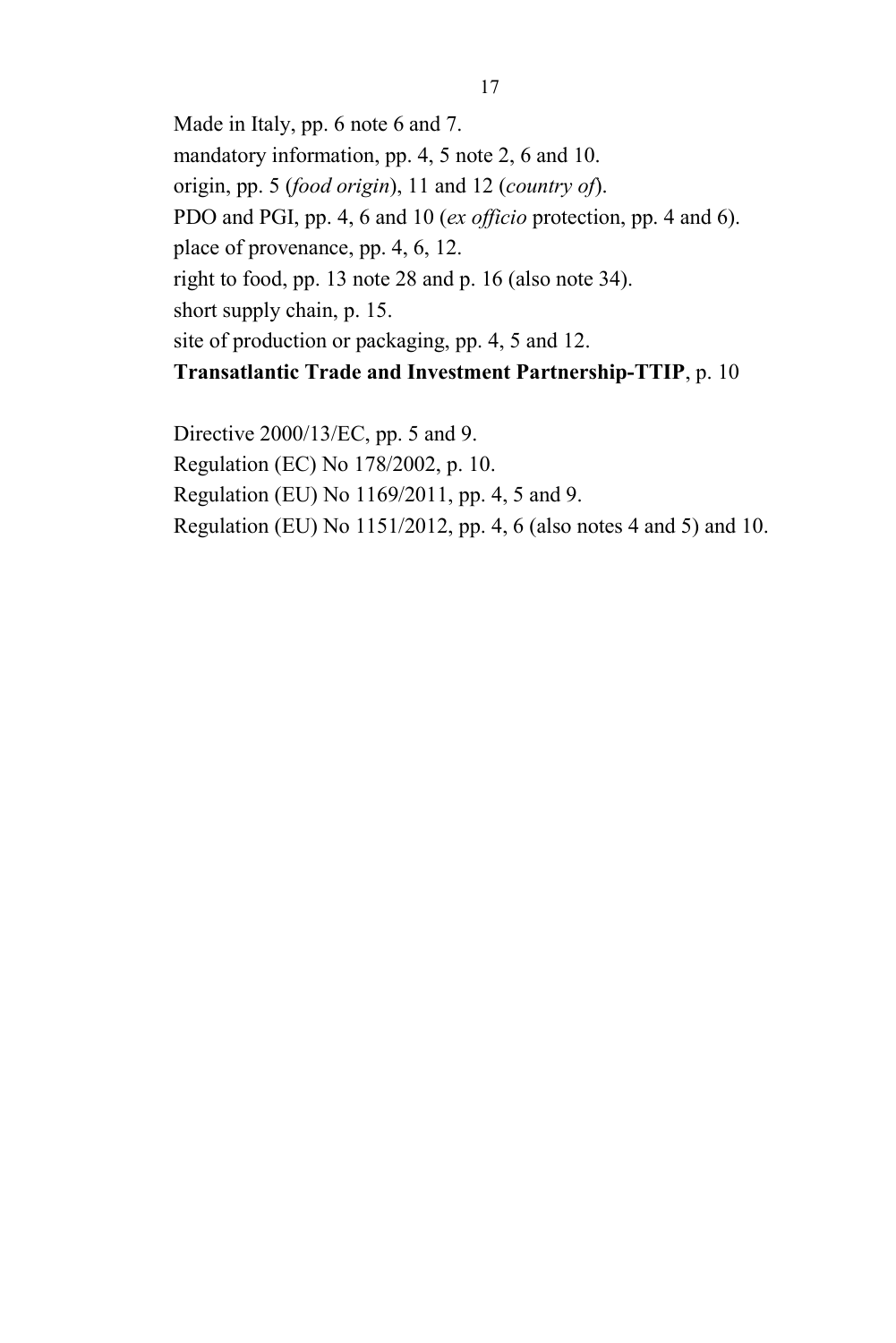Made in Italy, pp. 6 note 6 and 7.

mandatory information, pp. 4, 5 note 2, 6 and 10.

origin, pp. 5 (*food origin*), 11 and 12 (*country of*).

PDO and PGI, pp. 4, 6 and 10 (*ex officio* protection, pp. 4 and 6).

place of provenance, pp. 4, 6, 12.

right to food, pp. 13 note 28 and p. 16 (also note 34).

short supply chain, p. 15.

site of production or packaging, pp. 4, 5 and 12.

**Transatlantic Trade and Investment Partnership-TTIP**, p. 10

Directive 2000/13/EC, pp. 5 and 9.

Regulation (EC) No 178/2002, p. 10.

Regulation (EU) No 1169/2011, pp. 4, 5 and 9.

Regulation (EU) No 1151/2012, pp. 4, 6 (also notes 4 and 5) and 10.